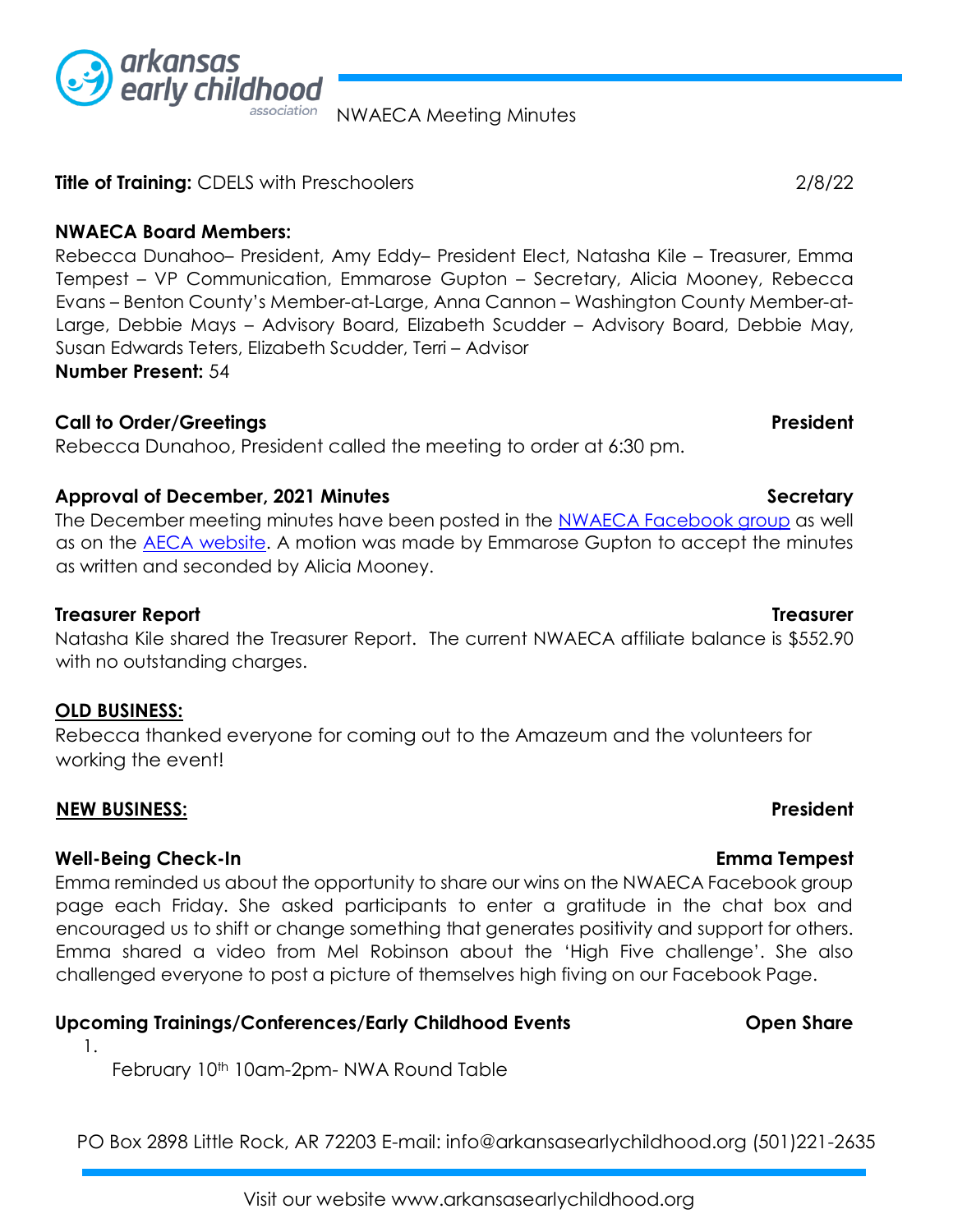NWAECA Meeting Minutes

**Title of Training:** CDELS with Preschoolers 2/8/22

**NWAECA Board Members:**
Rebecca Dunahoo– President, Amy Eddy– President Elect, Natasha Kile – Treasurer, Emma Tempest – VP Communication, Emmarose Gupton – Secretary, Alicia Mooney, Rebecca Evans – Benton County's Member-at-Large, Anna Cannon – Washington County Member-at-Large, Debbie Mays – Advisory Board, Elizabeth Scudder – Advisory Board, Debbie May, Susan Edwards Teters, Elizabeth Scudder, Terri – Advisor
**Number Present:** 54

**Call to Order/Greetings** **President**
Rebecca Dunahoo, President called the meeting to order at 6:30 pm.

**Approval of December, 2021 Minutes** **Secretary**
The December meeting minutes have been posted in the NWAECA Facebook group as well as on the AECA website. A motion was made by Emmarose Gupton to accept the minutes as written and seconded by Alicia Mooney.

**Treasurer Report** **Treasurer**
Natasha Kile shared the Treasurer Report. The current NWAECA affiliate balance is $552.90 with no outstanding charges.

**<u>OLD BUSINESS:</u>**
Rebecca thanked everyone for coming out to the Amazeum and the volunteers for working the event!

**<u>NEW BUSINESS:</u>** **President**

**Well-Being Check-In** **Emma Tempest**
Emma reminded us about the opportunity to share our wins on the NWAECA Facebook group page each Friday. She asked participants to enter a gratitude in the chat box and encouraged us to shift or change something that generates positivity and support for others. Emma shared a video from Mel Robinson about the 'High Five challenge'. She also challenged everyone to post a picture of themselves high fiving on our Facebook Page.

**Upcoming Trainings/Conferences/Early Childhood Events** **Open Share**

1. February 10th 10am-2pm- NWA Round Table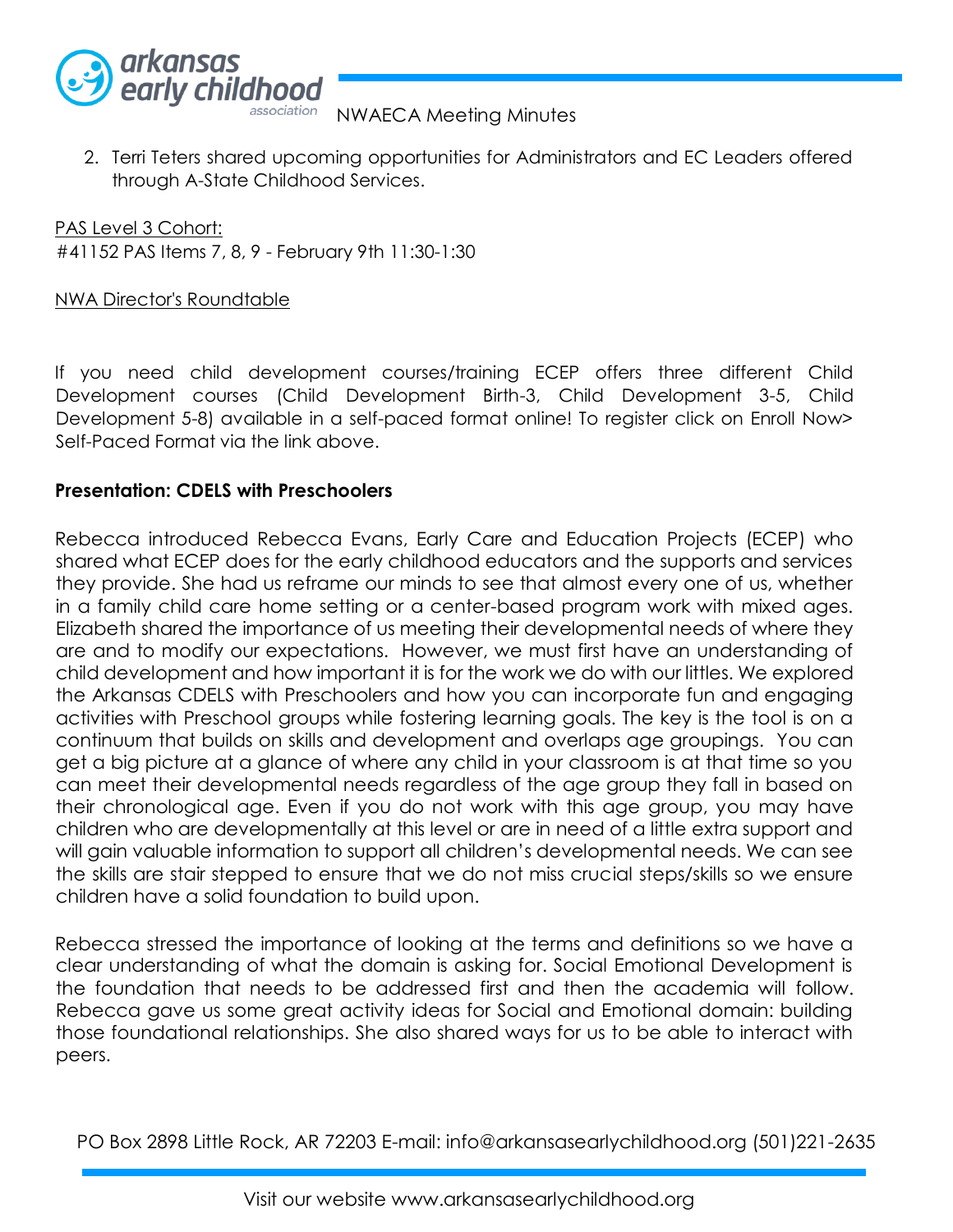2. Terri Teters shared upcoming opportunities for Administrators and EC Leaders offered through A-State Childhood Services.

PAS Level 3 Cohort:
#41152 PAS Items 7, 8, 9 - February 9th 11:30-1:30

NWA Director's Roundtable

If you need child development courses/training ECEP offers three different Child Development courses (Child Development Birth-3, Child Development 3-5, Child Development 5-8) available in a self-paced format online! To register click on Enroll Now> Self-Paced Format via the link above.

**Presentation: CDELS with Preschoolers**

Rebecca introduced Rebecca Evans, Early Care and Education Projects (ECEP) who shared what ECEP does for the early childhood educators and the supports and services they provide. She had us reframe our minds to see that almost every one of us, whether in a family child care home setting or a center-based program work with mixed ages. Elizabeth shared the importance of us meeting their developmental needs of where they are and to modify our expectations. However, we must first have an understanding of child development and how important it is for the work we do with our littles. We explored the Arkansas CDELS with Preschoolers and how you can incorporate fun and engaging activities with Preschool groups while fostering learning goals. The key is the tool is on a continuum that builds on skills and development and overlaps age groupings. You can get a big picture at a glance of where any child in your classroom is at that time so you can meet their developmental needs regardless of the age group they fall in based on their chronological age. Even if you do not work with this age group, you may have children who are developmentally at this level or are in need of a little extra support and will gain valuable information to support all children's developmental needs. We can see the skills are stair stepped to ensure that we do not miss crucial steps/skills so we ensure children have a solid foundation to build upon.

Rebecca stressed the importance of looking at the terms and definitions so we have a clear understanding of what the domain is asking for. Social Emotional Development is the foundation that needs to be addressed first and then the academia will follow. Rebecca gave us some great activity ideas for Social and Emotional domain: building those foundational relationships. She also shared ways for us to be able to interact with peers.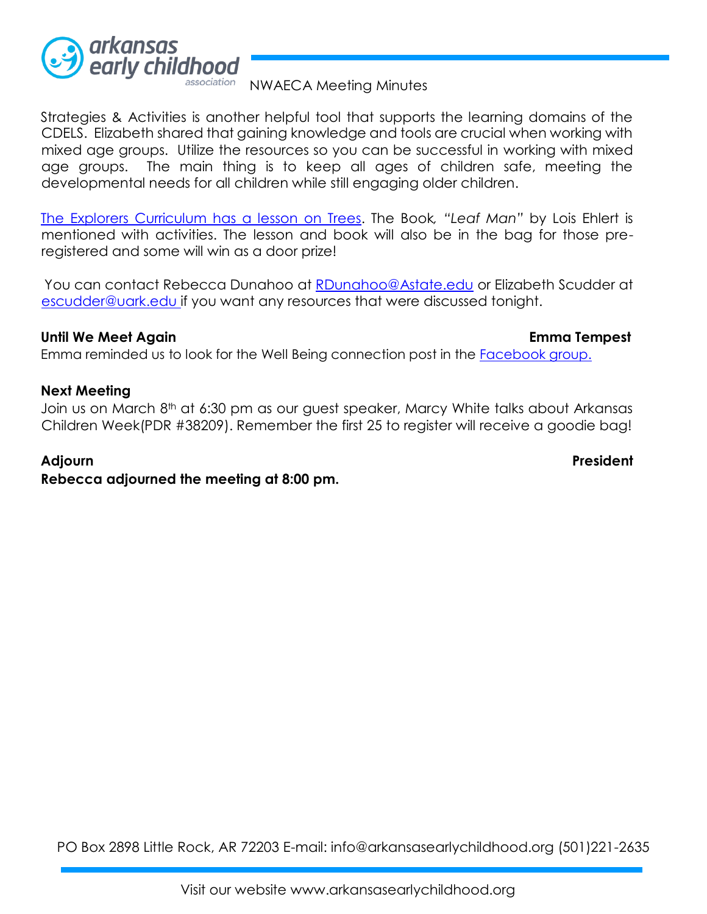Strategies & Activities is another helpful tool that supports the learning domains of the CDELS. Elizabeth shared that gaining knowledge and tools are crucial when working with mixed age groups. Utilize the resources so you can be successful in working with mixed age groups. The main thing is to keep all ages of children safe, meeting the developmental needs for all children while still engaging older children.

The Explorers Curriculum has a lesson on Trees. The Book, *"Leaf Man"* by Lois Ehlert is mentioned with activities. The lesson and book will also be in the bag for those pre-registered and some will win as a door prize!

You can contact Rebecca Dunahoo at RDunahoo@Astate.edu or Elizabeth Scudder at escudder@uark.edu if you want any resources that were discussed tonight.

**Until We Meet Again** **Emma Tempest**

Emma reminded us to look for the Well Being connection post in the Facebook group.

**Next Meeting**

Join us on March 8th at 6:30 pm as our guest speaker, Marcy White talks about Arkansas Children Week(PDR #38209). Remember the first 25 to register will receive a goodie bag!

**Adjourn** **President**

**Rebecca adjourned the meeting at 8:00 pm.**